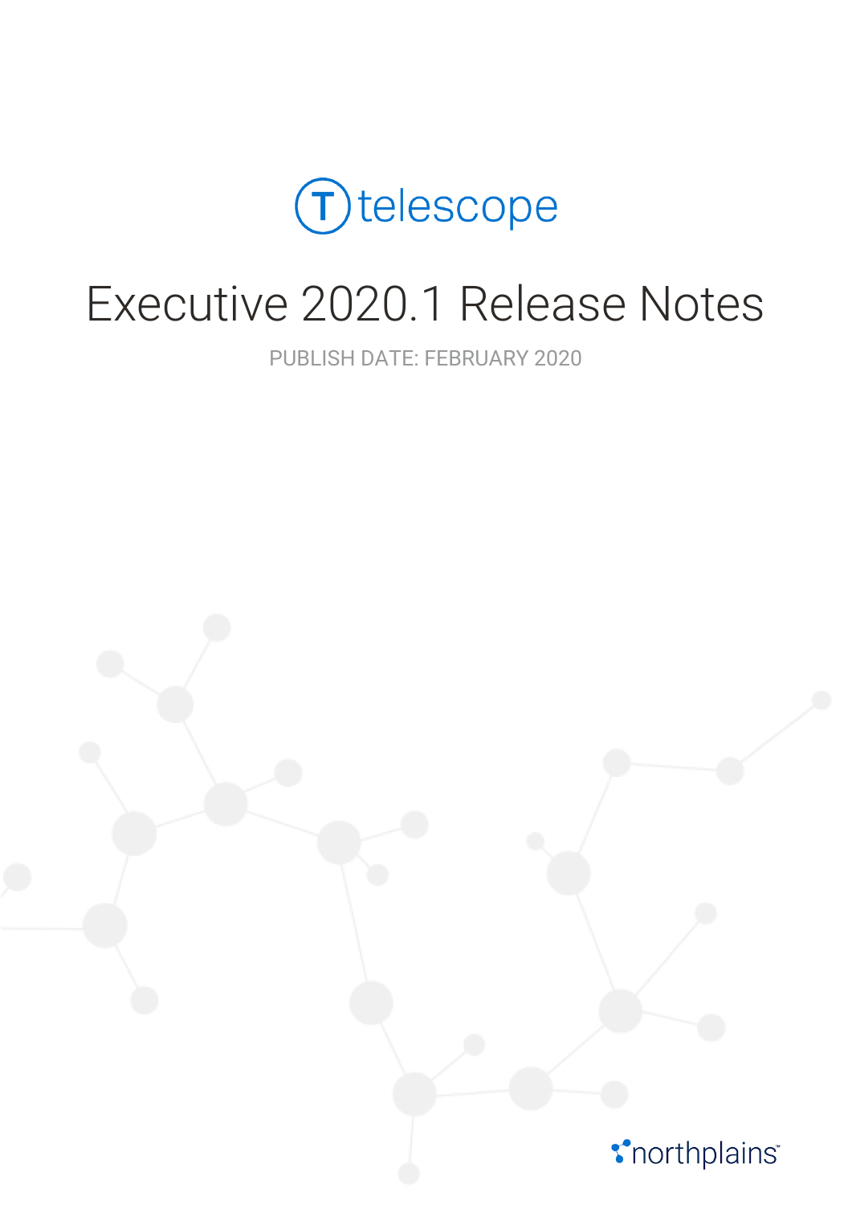telescope

# Executive 2020.1 Release Notes

PUBLISH DATE: FEBRUARY 2020

northplains™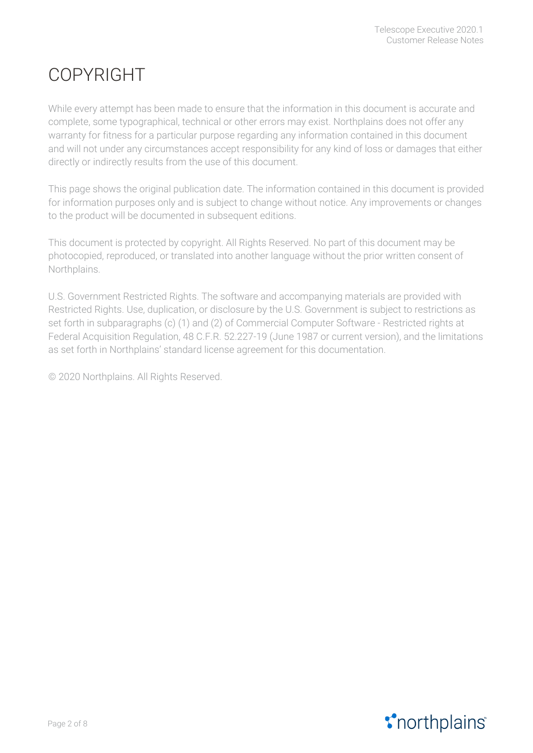# COPYRIGHT

While every attempt has been made to ensure that the information in this document is accurate and complete, some typographical, technical or other errors may exist. Northplains does not offer any warranty for fitness for a particular purpose regarding any information contained in this document and will not under any circumstances accept responsibility for any kind of loss or damages that either directly or indirectly results from the use of this document.

This page shows the original publication date. The information contained in this document is provided for information purposes only and is subject to change without notice. Any improvements or changes to the product will be documented in subsequent editions.

This document is protected by copyright. All Rights Reserved. No part of this document may be photocopied, reproduced, or translated into another language without the prior written consent of Northplains.

U.S. Government Restricted Rights. The software and accompanying materials are provided with Restricted Rights. Use, duplication, or disclosure by the U.S. Government is subject to restrictions as set forth in subparagraphs (c) (1) and (2) of Commercial Computer Software - Restricted rights at Federal Acquisition Regulation, 48 C.F.R. 52.227-19 (June 1987 or current version), and the limitations as set forth in Northplains' standard license agreement for this documentation.

© 2020 Northplains. All Rights Reserved.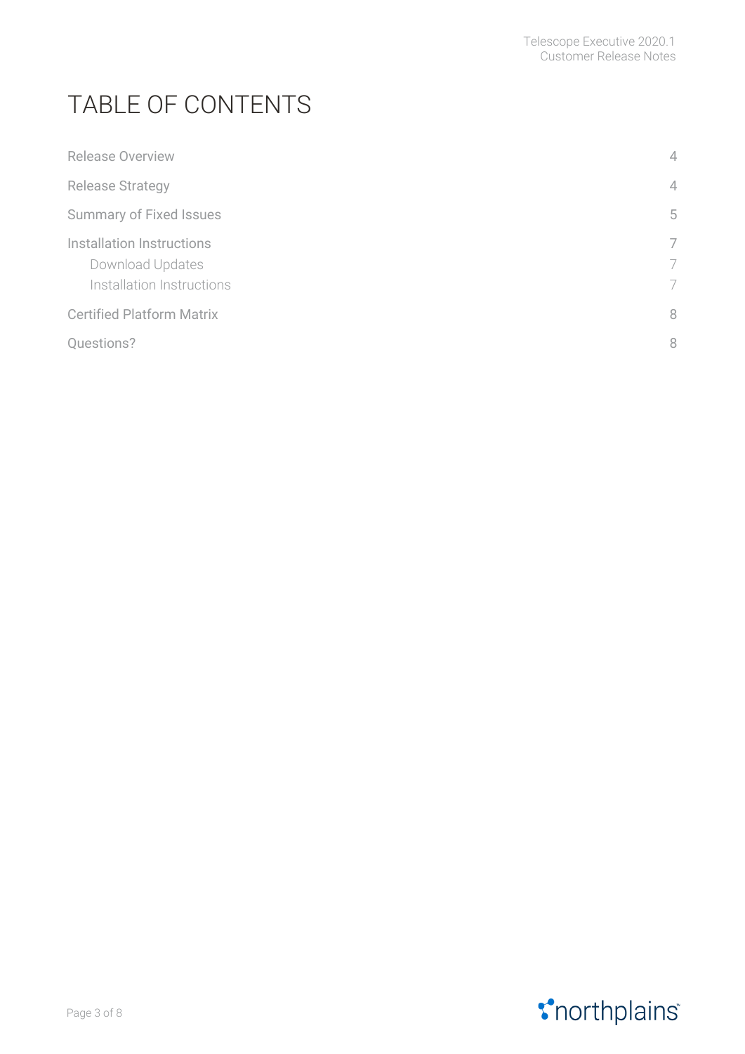# TABLE OF CONTENTS

| | |
|---|---|
| Release Overview | 4 |
| Release Strategy | 4 |
| Summary of Fixed Issues | 5 |
| Installation Instructions | 7 |
| Download Updates | 7 |
| Installation Instructions | 7 |
| Certified Platform Matrix | 8 |
| Questions? | 8 |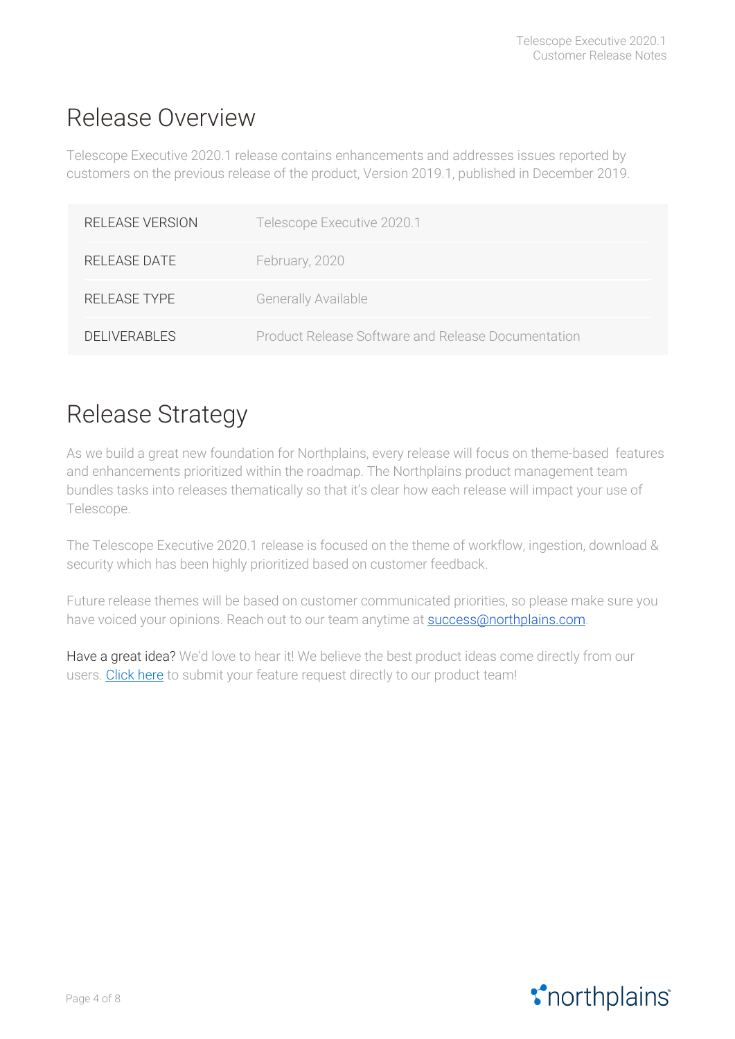# Release Overview

Telescope Executive 2020.1 release contains enhancements and addresses issues reported by customers on the previous release of the product, Version 2019.1, published in December 2019.

| | |
|---|---|
| RELEASE VERSION | Telescope Executive 2020.1 |
| RELEASE DATE | February, 2020 |
| RELEASE TYPE | Generally Available |
| DELIVERABLES | Product Release Software and Release Documentation |

# Release Strategy

As we build a great new foundation for Northplains, every release will focus on theme-based features and enhancements prioritized within the roadmap. The Northplains product management team bundles tasks into releases thematically so that it's clear how each release will impact your use of Telescope.

The Telescope Executive 2020.1 release is focused on the theme of workflow, ingestion, download & security which has been highly prioritized based on customer feedback.

Future release themes will be based on customer communicated priorities, so please make sure you have voiced your opinions. Reach out to our team anytime at success@northplains.com.

Have a great idea? We'd love to hear it! We believe the best product ideas come directly from our users. Click here to submit your feature request directly to our product team!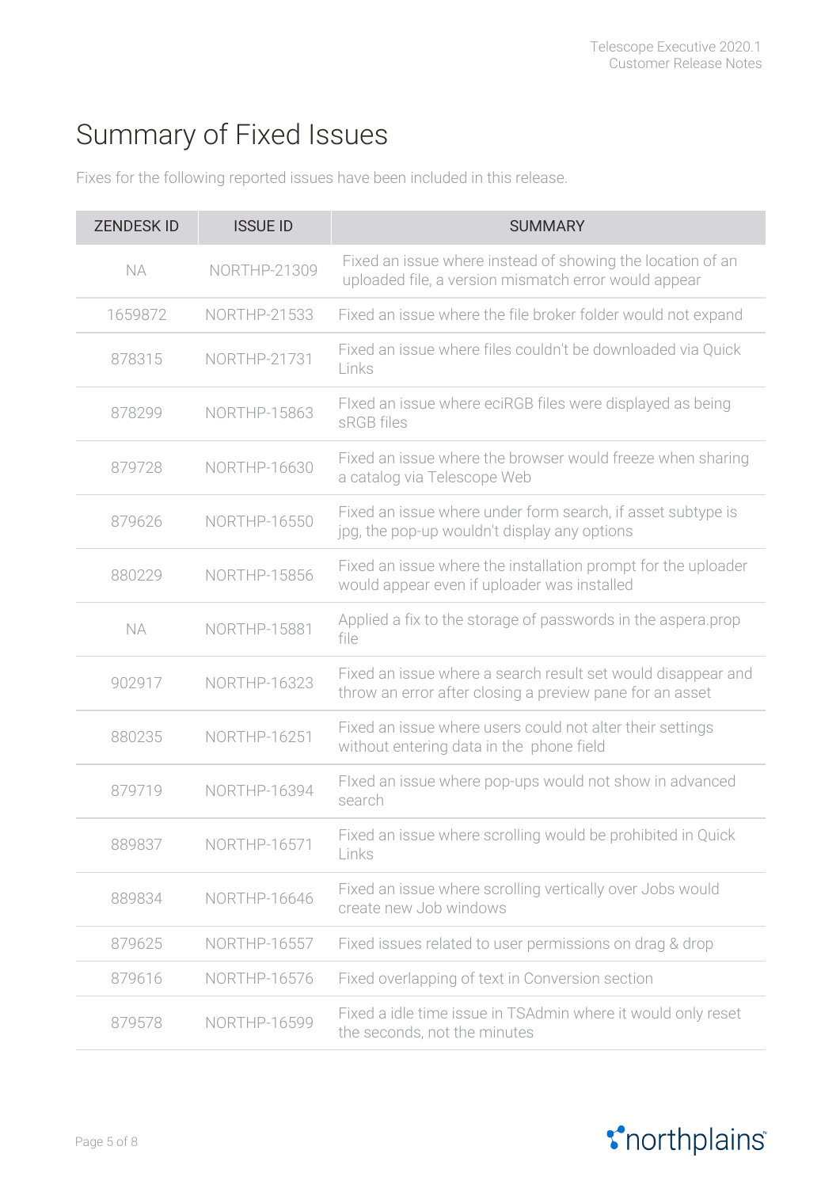# Summary of Fixed Issues

Fixes for the following reported issues have been included in this release.

| ZENDESK ID | ISSUE ID | SUMMARY |
|---|---|---|
| NA | NORTHP-21309 | Fixed an issue where instead of showing the location of an uploaded file, a version mismatch error would appear |
| 1659872 | NORTHP-21533 | Fixed an issue where the file broker folder would not expand |
| 878315 | NORTHP-21731 | Fixed an issue where files couldn't be downloaded via Quick Links |
| 878299 | NORTHP-15863 | FIxed an issue where eciRGB files were displayed as being sRGB files |
| 879728 | NORTHP-16630 | Fixed an issue where the browser would freeze when sharing a catalog via Telescope Web |
| 879626 | NORTHP-16550 | Fixed an issue where under form search, if asset subtype is jpg, the pop-up wouldn't display any options |
| 880229 | NORTHP-15856 | Fixed an issue where the installation prompt for the uploader would appear even if uploader was installed |
| NA | NORTHP-15881 | Applied a fix to the storage of passwords in the aspera.prop file |
| 902917 | NORTHP-16323 | Fixed an issue where a search result set would disappear and throw an error after closing a preview pane for an asset |
| 880235 | NORTHP-16251 | Fixed an issue where users could not alter their settings without entering data in the phone field |
| 879719 | NORTHP-16394 | FIxed an issue where pop-ups would not show in advanced search |
| 889837 | NORTHP-16571 | Fixed an issue where scrolling would be prohibited in Quick Links |
| 889834 | NORTHP-16646 | Fixed an issue where scrolling vertically over Jobs would create new Job windows |
| 879625 | NORTHP-16557 | Fixed issues related to user permissions on drag & drop |
| 879616 | NORTHP-16576 | Fixed overlapping of text in Conversion section |
| 879578 | NORTHP-16599 | Fixed a idle time issue in TSAdmin where it would only reset the seconds, not the minutes |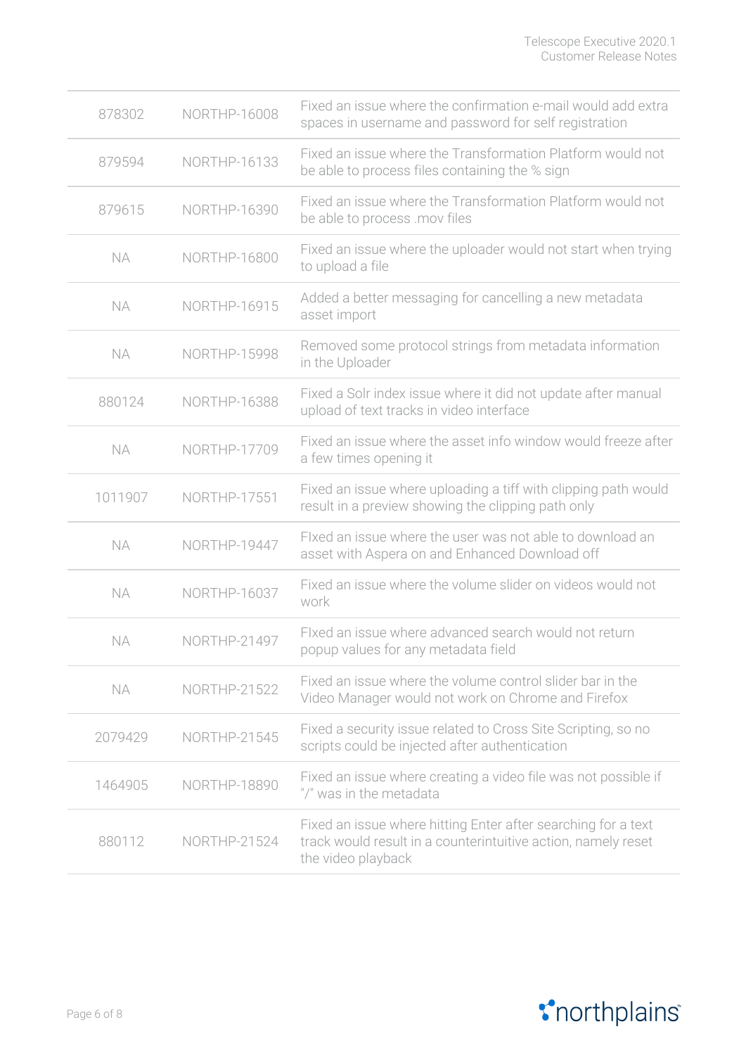| | | |
|---|---|---|
| 878302 | NORTHP-16008 | Fixed an issue where the confirmation e-mail would add extra spaces in username and password for self registration |
| 879594 | NORTHP-16133 | Fixed an issue where the Transformation Platform would not be able to process files containing the % sign |
| 879615 | NORTHP-16390 | Fixed an issue where the Transformation Platform would not be able to process .mov files |
| NA | NORTHP-16800 | Fixed an issue where the uploader would not start when trying to upload a file |
| NA | NORTHP-16915 | Added a better messaging for cancelling a new metadata asset import |
| NA | NORTHP-15998 | Removed some protocol strings from metadata information in the Uploader |
| 880124 | NORTHP-16388 | Fixed a Solr index issue where it did not update after manual upload of text tracks in video interface |
| NA | NORTHP-17709 | Fixed an issue where the asset info window would freeze after a few times opening it |
| 1011907 | NORTHP-17551 | Fixed an issue where uploading a tiff with clipping path would result in a preview showing the clipping path only |
| NA | NORTHP-19447 | FIxed an issue where the user was not able to download an asset with Aspera on and Enhanced Download off |
| NA | NORTHP-16037 | Fixed an issue where the volume slider on videos would not work |
| NA | NORTHP-21497 | FIxed an issue where advanced search would not return popup values for any metadata field |
| NA | NORTHP-21522 | Fixed an issue where the volume control slider bar in the Video Manager would not work on Chrome and Firefox |
| 2079429 | NORTHP-21545 | Fixed a security issue related to Cross Site Scripting, so no scripts could be injected after authentication |
| 1464905 | NORTHP-18890 | Fixed an issue where creating a video file was not possible if "/" was in the metadata |
| 880112 | NORTHP-21524 | Fixed an issue where hitting Enter after searching for a text track would result in a counterintuitive action, namely reset the video playback |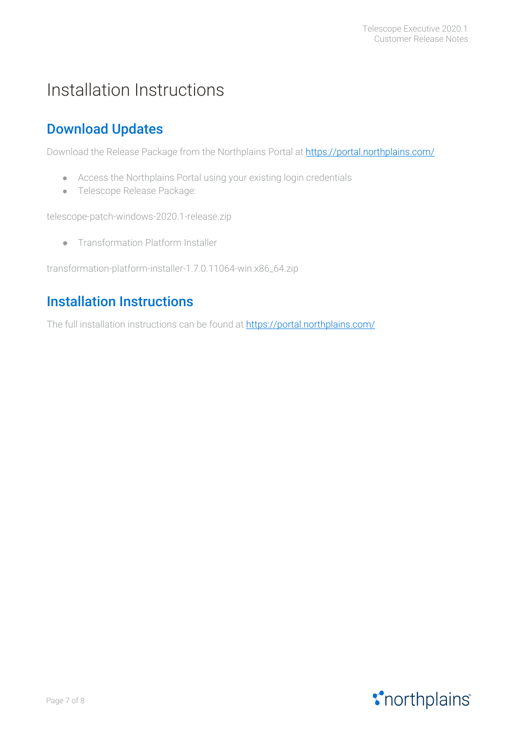# Installation Instructions

## Download Updates

Download the Release Package from the Northplains Portal at [https://portal.northplains.com/](https://portal.northplains.com/)

- Access the Northplains Portal using your existing login credentials
- Telescope Release Package:

telescope-patch-windows-2020.1-release.zip

- Transformation Platform Installer

transformation-platform-installer-1.7.0.11064-win.x86_64.zip

## Installation Instructions

The full installation instructions can be found at [https://portal.northplains.com/](https://portal.northplains.com/)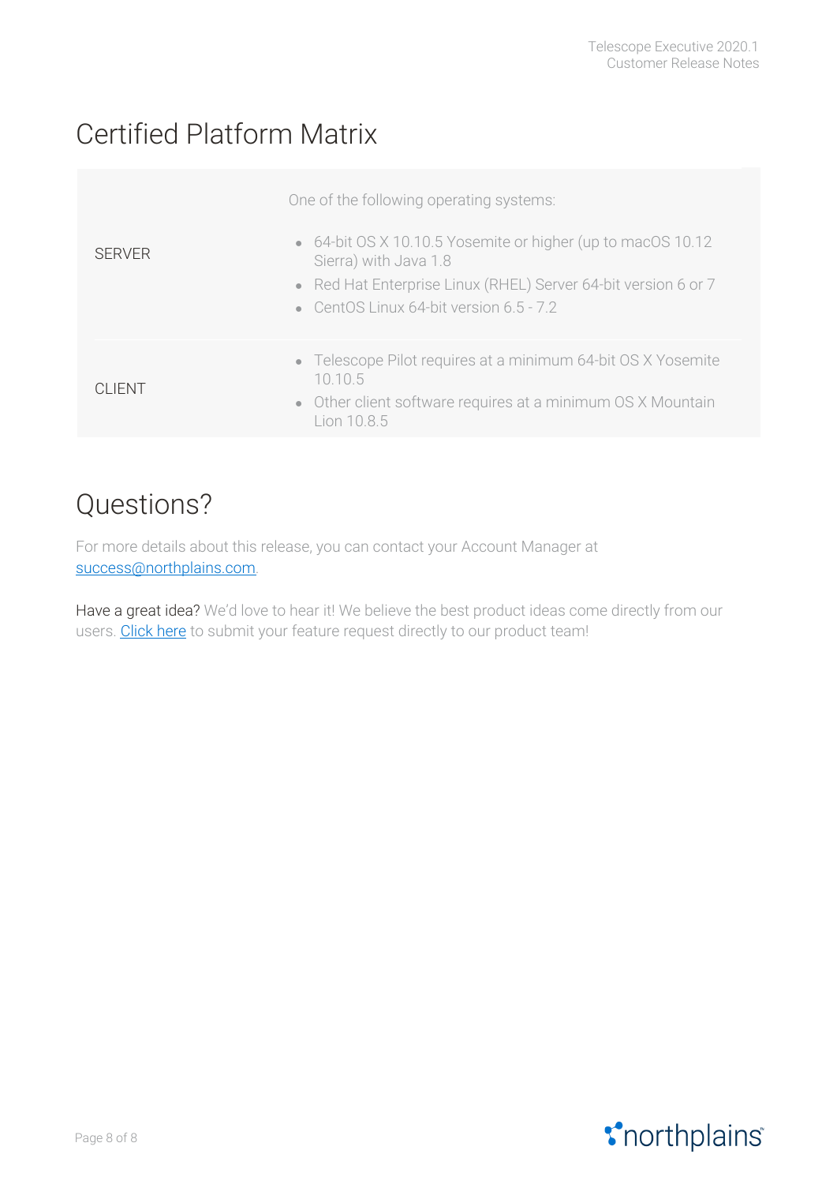## Certified Platform Matrix

| | |
|---|---|
| SERVER | One of the following operating systems:<br>• 64-bit OS X 10.10.5 Yosemite or higher (up to macOS 10.12 Sierra) with Java 1.8<br>• Red Hat Enterprise Linux (RHEL) Server 64-bit version 6 or 7<br>• CentOS Linux 64-bit version 6.5 - 7.2 |
| CLIENT | • Telescope Pilot requires at a minimum 64-bit OS X Yosemite 10.10.5<br>• Other client software requires at a minimum OS X Mountain Lion 10.8.5 |

## Questions?

For more details about this release, you can contact your Account Manager at success@northplains.com.

Have a great idea? We'd love to hear it! We believe the best product ideas come directly from our users. Click here to submit your feature request directly to our product team!